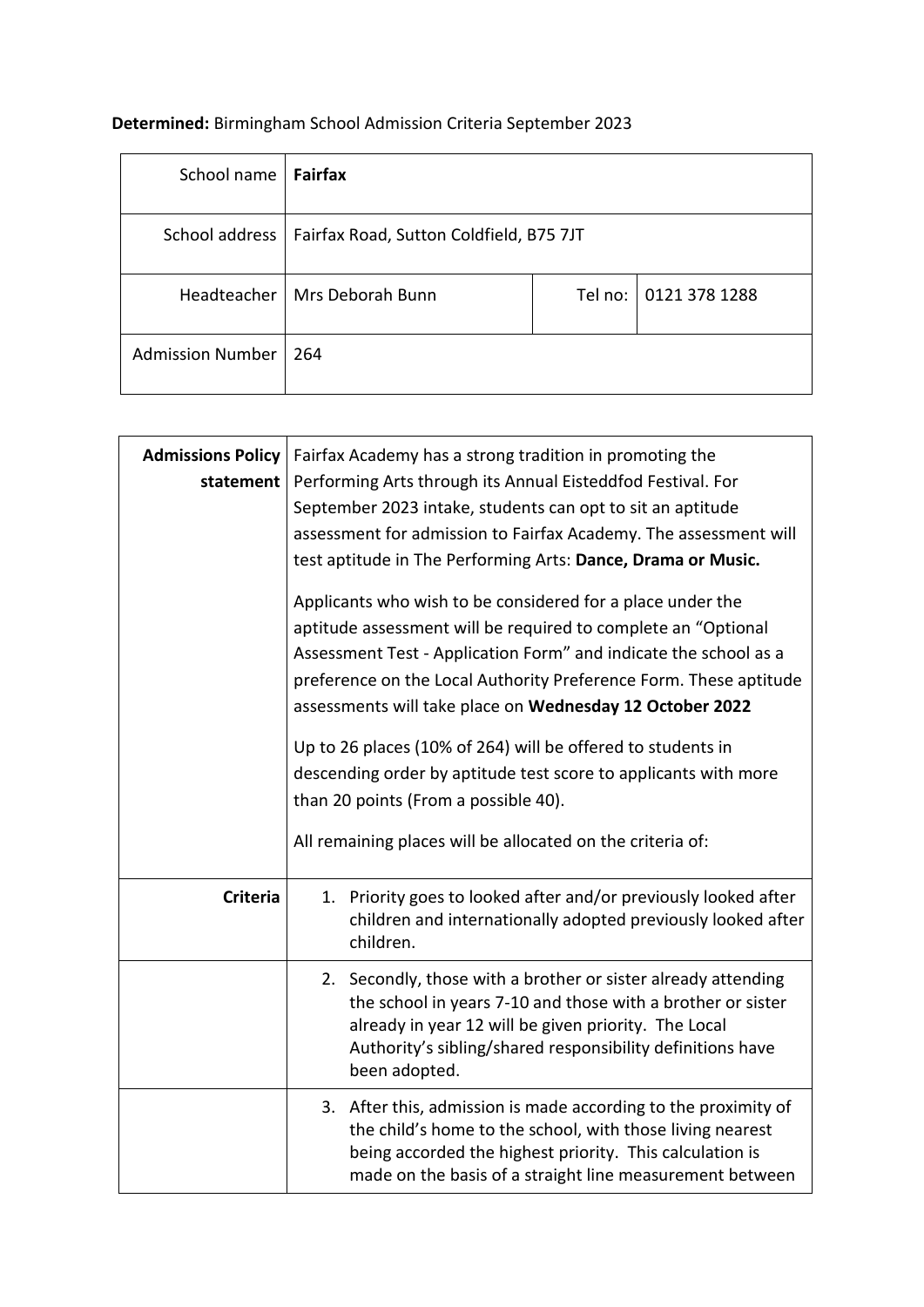**Determined:** Birmingham School Admission Criteria September 2023

| School name | **Fairfax** | | |
|---|---|---|---|
| School address | Fairfax Road, Sutton Coldfield, B75 7JT | | |
| Headteacher | Mrs Deborah Bunn | Tel no: | 0121 378 1288 |
| Admission Number | 264 | | |

| | |
|---|---|
| **Admissions Policy statement** | Fairfax Academy has a strong tradition in promoting the Performing Arts through its Annual Eisteddfod Festival. For September 2023 intake, students can opt to sit an aptitude assessment for admission to Fairfax Academy. The assessment will test aptitude in The Performing Arts: **Dance, Drama or Music.**<br><br>Applicants who wish to be considered for a place under the aptitude assessment will be required to complete an "Optional Assessment Test - Application Form" and indicate the school as a preference on the Local Authority Preference Form. These aptitude assessments will take place on **Wednesday 12 October 2022**<br><br>Up to 26 places (10% of 264) will be offered to students in descending order by aptitude test score to applicants with more than 20 points (From a possible 40).<br><br>All remaining places will be allocated on the criteria of: |
| **Criteria** | 1. Priority goes to looked after and/or previously looked after children and internationally adopted previously looked after children. |
| | 2. Secondly, those with a brother or sister already attending the school in years 7-10 and those with a brother or sister already in year 12 will be given priority. The Local Authority's sibling/shared responsibility definitions have been adopted. |
| | 3. After this, admission is made according to the proximity of the child's home to the school, with those living nearest being accorded the highest priority. This calculation is made on the basis of a straight line measurement between |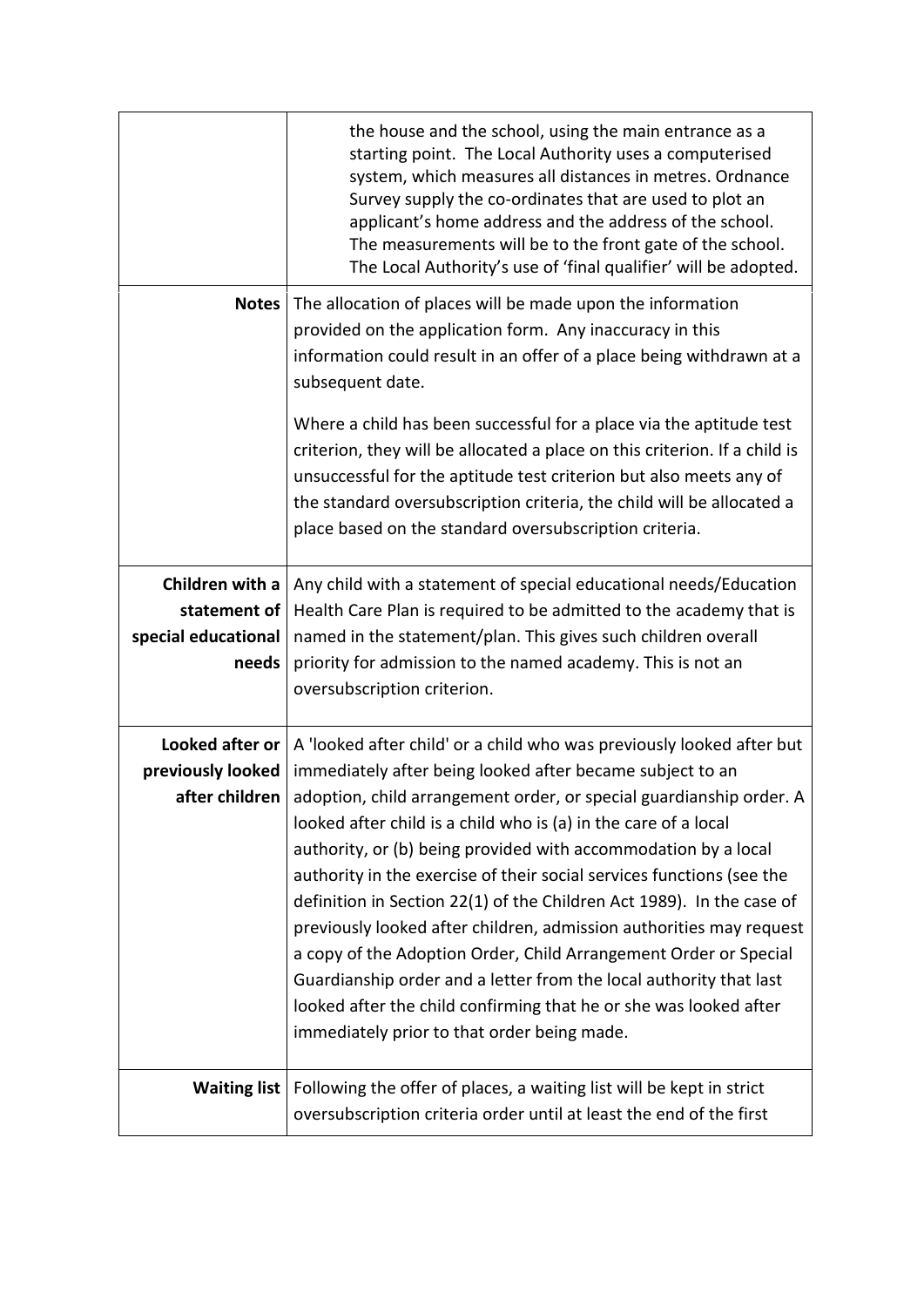| | |
|---|---|
| | the house and the school, using the main entrance as a starting point. The Local Authority uses a computerised system, which measures all distances in metres. Ordnance Survey supply the co-ordinates that are used to plot an applicant's home address and the address of the school. The measurements will be to the front gate of the school. The Local Authority's use of 'final qualifier' will be adopted. |
| **Notes** | The allocation of places will be made upon the information provided on the application form. Any inaccuracy in this information could result in an offer of a place being withdrawn at a subsequent date.<br><br>Where a child has been successful for a place via the aptitude test criterion, they will be allocated a place on this criterion. If a child is unsuccessful for the aptitude test criterion but also meets any of the standard oversubscription criteria, the child will be allocated a place based on the standard oversubscription criteria. |
| **Children with a statement of special educational needs** | Any child with a statement of special educational needs/Education Health Care Plan is required to be admitted to the academy that is named in the statement/plan. This gives such children overall priority for admission to the named academy. This is not an oversubscription criterion. |
| **Looked after or previously looked after children** | A 'looked after child' or a child who was previously looked after but immediately after being looked after became subject to an adoption, child arrangement order, or special guardianship order. A looked after child is a child who is (a) in the care of a local authority, or (b) being provided with accommodation by a local authority in the exercise of their social services functions (see the definition in Section 22(1) of the Children Act 1989). In the case of previously looked after children, admission authorities may request a copy of the Adoption Order, Child Arrangement Order or Special Guardianship order and a letter from the local authority that last looked after the child confirming that he or she was looked after immediately prior to that order being made. |
| **Waiting list** | Following the offer of places, a waiting list will be kept in strict oversubscription criteria order until at least the end of the first |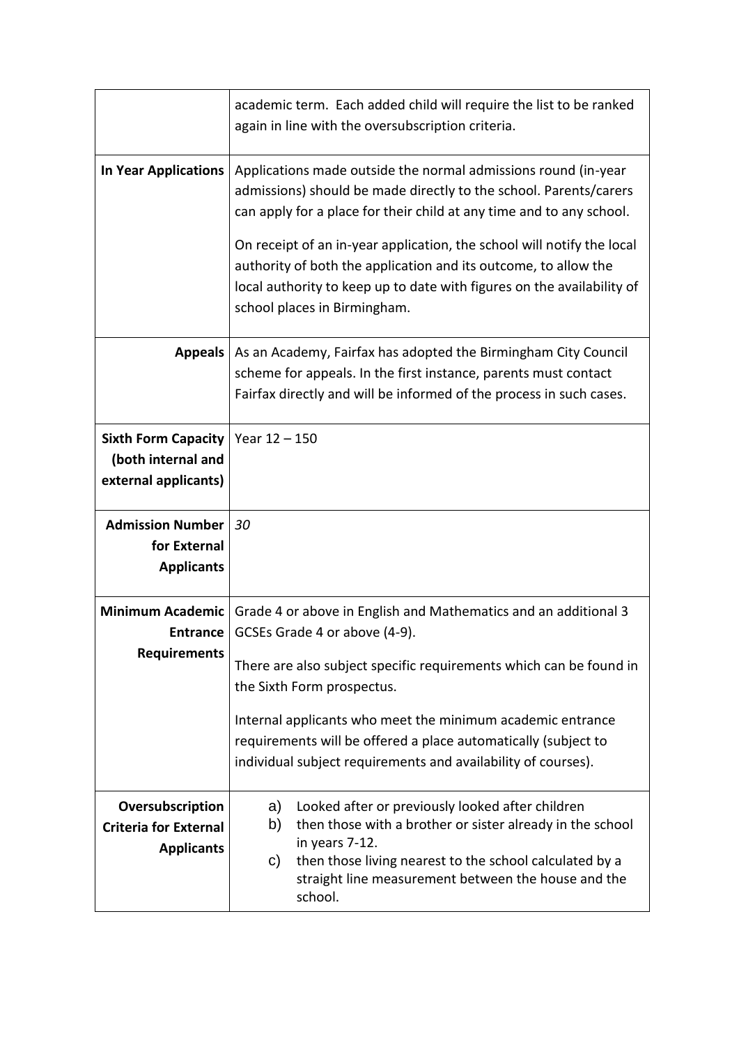| | |
|---|---|
| | academic term. Each added child will require the list to be ranked again in line with the oversubscription criteria. |
| **In Year Applications** | Applications made outside the normal admissions round (in-year admissions) should be made directly to the school. Parents/carers can apply for a place for their child at any time and to any school.<br><br>On receipt of an in-year application, the school will notify the local authority of both the application and its outcome, to allow the local authority to keep up to date with figures on the availability of school places in Birmingham. |
| **Appeals** | As an Academy, Fairfax has adopted the Birmingham City Council scheme for appeals. In the first instance, parents must contact Fairfax directly and will be informed of the process in such cases. |
| **Sixth Form Capacity (both internal and external applicants)** | Year 12 – 150 |
| **Admission Number for External Applicants** | *30* |
| **Minimum Academic Entrance Requirements** | Grade 4 or above in English and Mathematics and an additional 3 GCSEs Grade 4 or above (4-9).<br><br>There are also subject specific requirements which can be found in the Sixth Form prospectus.<br><br>Internal applicants who meet the minimum academic entrance requirements will be offered a place automatically (subject to individual subject requirements and availability of courses). |
| **Oversubscription Criteria for External Applicants** | a) Looked after or previously looked after children<br>b) then those with a brother or sister already in the school in years 7-12.<br>c) then those living nearest to the school calculated by a straight line measurement between the house and the school. |